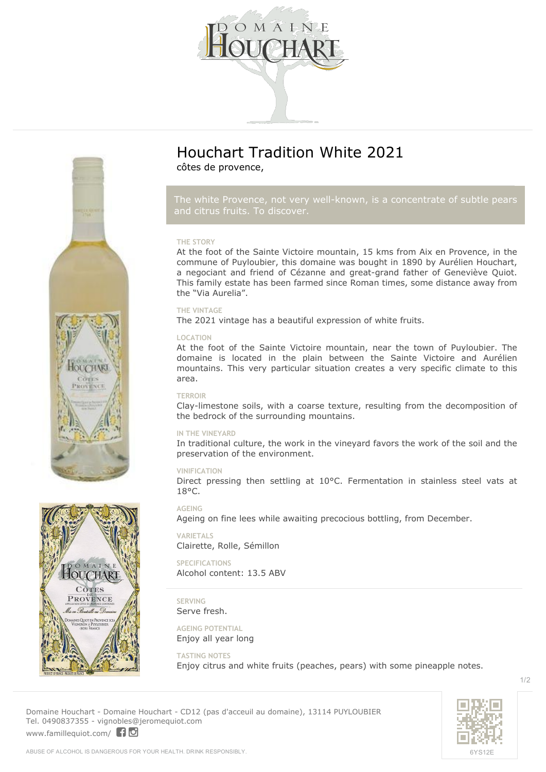# Houchart Tradition White 2021

côtes de provence,

The white Provence, not very well-known, is a concentrate of subtle pears and citrus fruits. To discover.

### THE STORY

At the foot of the Sainte Victoire mountain, 15 kms from Aix en Provence, in the commune of Puyloubier, this domaine was bought in 1890 by Aurélien Houchart, a negociant and friend of Cézanne and great-grand father of Geneviève Quiot. This family estate has been farmed since Roman times, some distance away from the "Via Aurelia".

### THE VINTAGE

The 2021 vintage has a beautiful expression of white fruits.

### LOCATION

At the foot of the Sainte Victoire mountain, near the town of Puyloubier. The domaine is located in the plain between the Sainte Victoire and Aurélien mountains. This very particular situation creates a very specific climate to this area.

### TERROIR

Clay-limestone soils, with a coarse texture, resulting from the decomposition of the bedrock of the surrounding mountains.

### IN THE VINEYARD

In traditional culture, the work in the vineyard favors the work of the soil and the preservation of the environment.

### VINIFICATION

Direct pressing then settling at 10°C. Fermentation in stainless steel vats at 18°C.

### AGEING

Ageing on fine lees while awaiting precocious bottling, from December.

### VARIETALS

Clairette, Rolle, Sémillon

### SPECIFICATIONS

Alcohol content: 13.5 ABV

### SERVING

Serve fresh.

### AGEING POTENTIAL

Enjoy all year long

### TASTING NOTES

Enjoy citrus and white fruits (peaches, pears) with some pineapple notes.

Domaine Houchart - Domaine Houchart - CD12 (pas d'acceuil au domaine), 13114 PUYLOUBIER
Tel. 0490837355 - vignobles@jeromequiot.com
www.famillequiot.com/

ABUSE OF ALCOHOL IS DANGEROUS FOR YOUR HEALTH. DRINK RESPONSIBLY.

6YS12E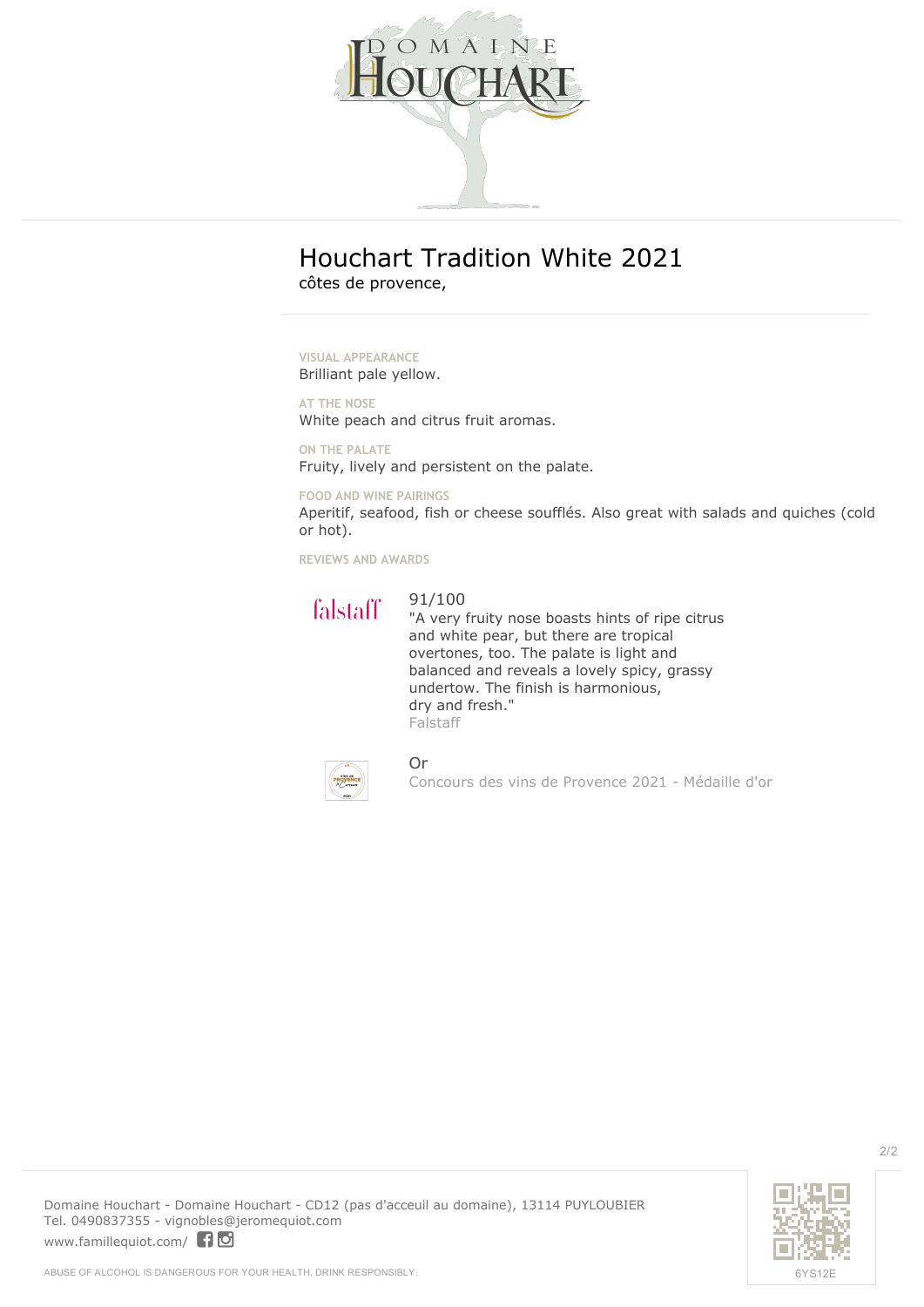# Houchart Tradition White 2021

côtes de provence,

**VISUAL APPEARANCE**

Brilliant pale yellow.

**AT THE NOSE**

White peach and citrus fruit aromas.

**ON THE PALATE**

Fruity, lively and persistent on the palate.

**FOOD AND WINE PAIRINGS**

Aperitif, seafood, fish or cheese soufflés. Also great with salads and quiches (cold or hot).

**REVIEWS AND AWARDS**

falstaff

91/100

"A very fruity nose boasts hints of ripe citrus and white pear, but there are tropical overtones, too. The palate is light and balanced and reveals a lovely spicy, grassy undertow. The finish is harmonious, dry and fresh."

Falstaff

Or

Concours des vins de Provence 2021 - Médaille d'or

Domaine Houchart - Domaine Houchart - CD12 (pas d'acceuil au domaine), 13114 PUYLOUBIER
Tel. 0490837355 - vignobles@jeromequiot.com
www.famillequiot.com/

ABUSE OF ALCOHOL IS DANGEROUS FOR YOUR HEALTH. DRINK RESPONSIBLY.

6YS12E